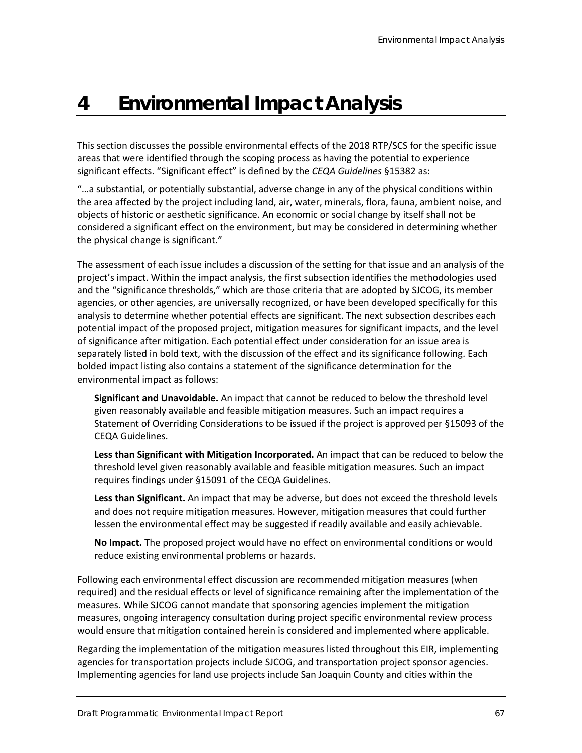# 4 Environmental Impact Analysis

This section discusses the possible environmental effects of the 2018 RTP/SCS for the specific issue areas that were identified through the scoping process as having the potential to experience significant effects. "Significant effect" is defined by the *CEQA Guidelines* §15382 as:

"…a substantial, or potentially substantial, adverse change in any of the physical conditions within the area affected by the project including land, air, water, minerals, flora, fauna, ambient noise, and objects of historic or aesthetic significance. An economic or social change by itself shall not be considered a significant effect on the environment, but may be considered in determining whether the physical change is significant."

The assessment of each issue includes a discussion of the setting for that issue and an analysis of the project's impact. Within the impact analysis, the first subsection identifies the methodologies used and the "significance thresholds," which are those criteria that are adopted by SJCOG, its member agencies, or other agencies, are universally recognized, or have been developed specifically for this analysis to determine whether potential effects are significant. The next subsection describes each potential impact of the proposed project, mitigation measures for significant impacts, and the level of significance after mitigation. Each potential effect under consideration for an issue area is separately listed in bold text, with the discussion of the effect and its significance following. Each bolded impact listing also contains a statement of the significance determination for the environmental impact as follows:

**Significant and Unavoidable.** An impact that cannot be reduced to below the threshold level given reasonably available and feasible mitigation measures. Such an impact requires a Statement of Overriding Considerations to be issued if the project is approved per §15093 of the CEQA Guidelines.

**Less than Significant with Mitigation Incorporated.** An impact that can be reduced to below the threshold level given reasonably available and feasible mitigation measures. Such an impact requires findings under §15091 of the CEQA Guidelines.

**Less than Significant.** An impact that may be adverse, but does not exceed the threshold levels and does not require mitigation measures. However, mitigation measures that could further lessen the environmental effect may be suggested if readily available and easily achievable.

**No Impact.** The proposed project would have no effect on environmental conditions or would reduce existing environmental problems or hazards.

Following each environmental effect discussion are recommended mitigation measures (when required) and the residual effects or level of significance remaining after the implementation of the measures. While SJCOG cannot mandate that sponsoring agencies implement the mitigation measures, ongoing interagency consultation during project specific environmental review process would ensure that mitigation contained herein is considered and implemented where applicable.

Regarding the implementation of the mitigation measures listed throughout this EIR, implementing agencies for transportation projects include SJCOG, and transportation project sponsor agencies. Implementing agencies for land use projects include San Joaquin County and cities within the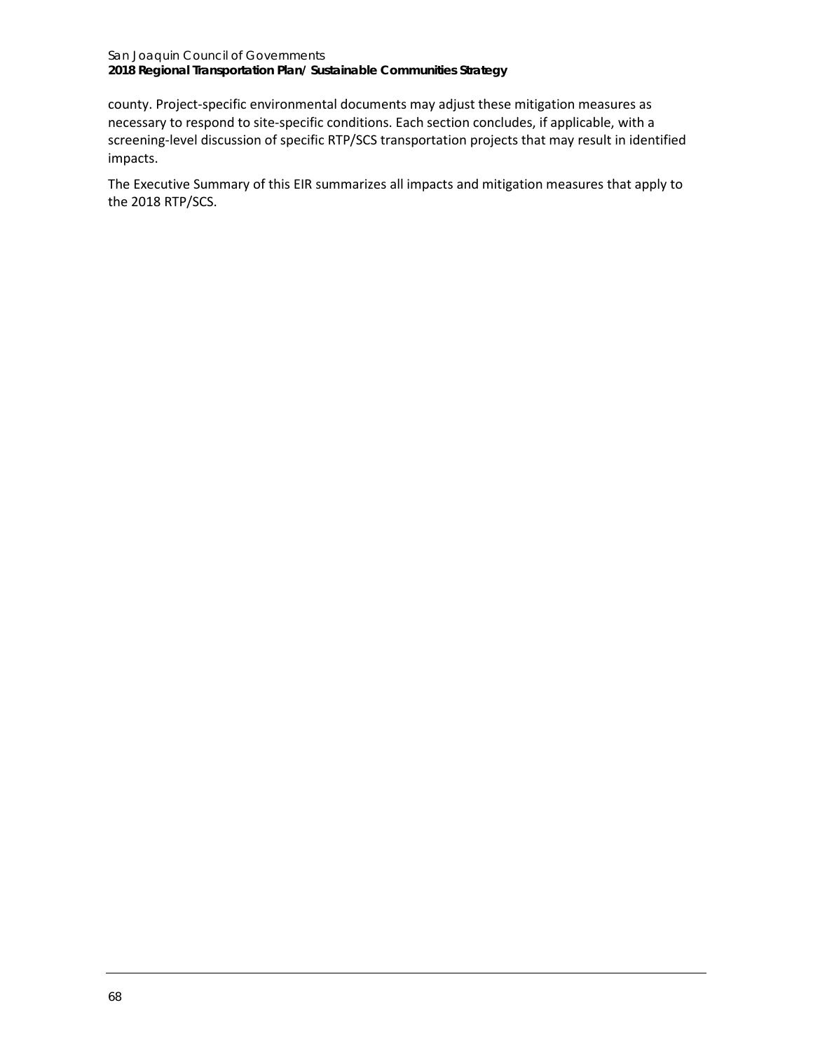county. Project-specific environmental documents may adjust these mitigation measures as necessary to respond to site-specific conditions. Each section concludes, if applicable, with a screening-level discussion of specific RTP/SCS transportation projects that may result in identified impacts.

The Executive Summary of this EIR summarizes all impacts and mitigation measures that apply to the 2018 RTP/SCS.